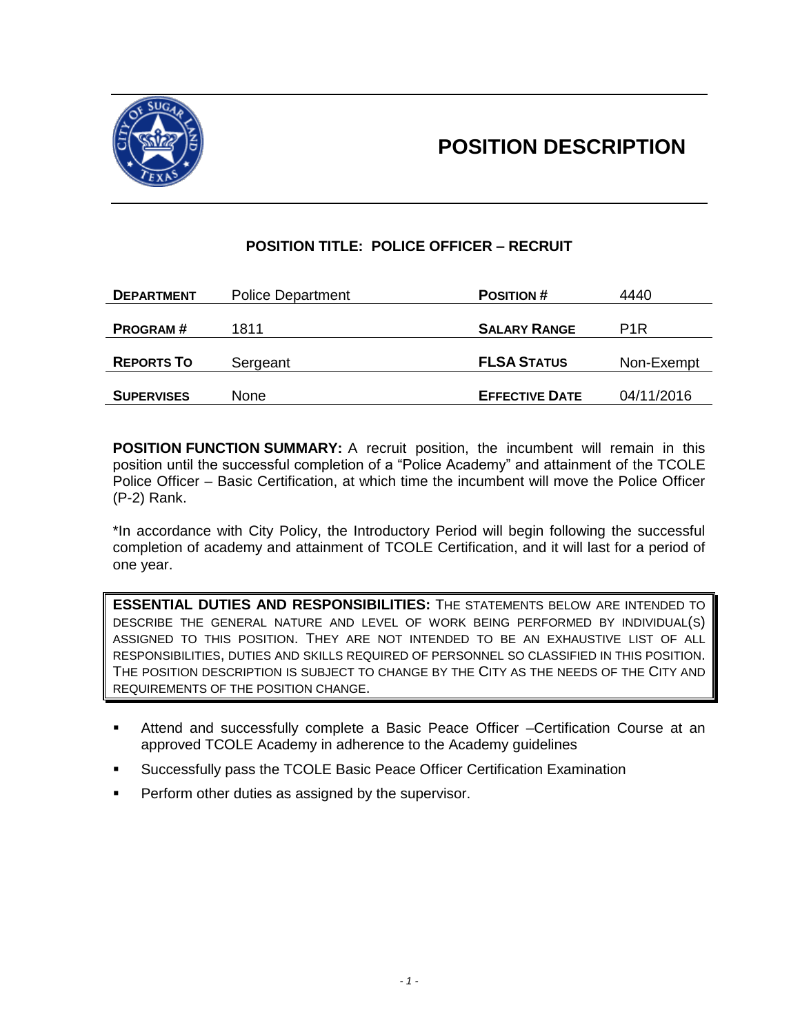# POSITION DESCRIPTION

## POSITION TITLE: POLICE OFFICER – RECRUIT

| **DEPARTMENT** | Police Department | **POSITION #** | 4440 |
|---|---|---|---|
| **PROGRAM #** | 1811 | **SALARY RANGE** | P1R |
| **REPORTS TO** | Sergeant | **FLSA STATUS** | Non-Exempt |
| **SUPERVISES** | None | **EFFECTIVE DATE** | 04/11/2016 |

**POSITION FUNCTION SUMMARY:** A recruit position, the incumbent will remain in this position until the successful completion of a "Police Academy" and attainment of the TCOLE Police Officer – Basic Certification, at which time the incumbent will move the Police Officer (P-2) Rank.

*In accordance with City Policy, the Introductory Period will begin following the successful completion of academy and attainment of TCOLE Certification, and it will last for a period of one year.

**ESSENTIAL DUTIES AND RESPONSIBILITIES:** THE STATEMENTS BELOW ARE INTENDED TO DESCRIBE THE GENERAL NATURE AND LEVEL OF WORK BEING PERFORMED BY INDIVIDUAL(S) ASSIGNED TO THIS POSITION. THEY ARE NOT INTENDED TO BE AN EXHAUSTIVE LIST OF ALL RESPONSIBILITIES, DUTIES AND SKILLS REQUIRED OF PERSONNEL SO CLASSIFIED IN THIS POSITION. THE POSITION DESCRIPTION IS SUBJECT TO CHANGE BY THE CITY AS THE NEEDS OF THE CITY AND REQUIREMENTS OF THE POSITION CHANGE.

- Attend and successfully complete a Basic Peace Officer –Certification Course at an approved TCOLE Academy in adherence to the Academy guidelines
- Successfully pass the TCOLE Basic Peace Officer Certification Examination
- Perform other duties as assigned by the supervisor.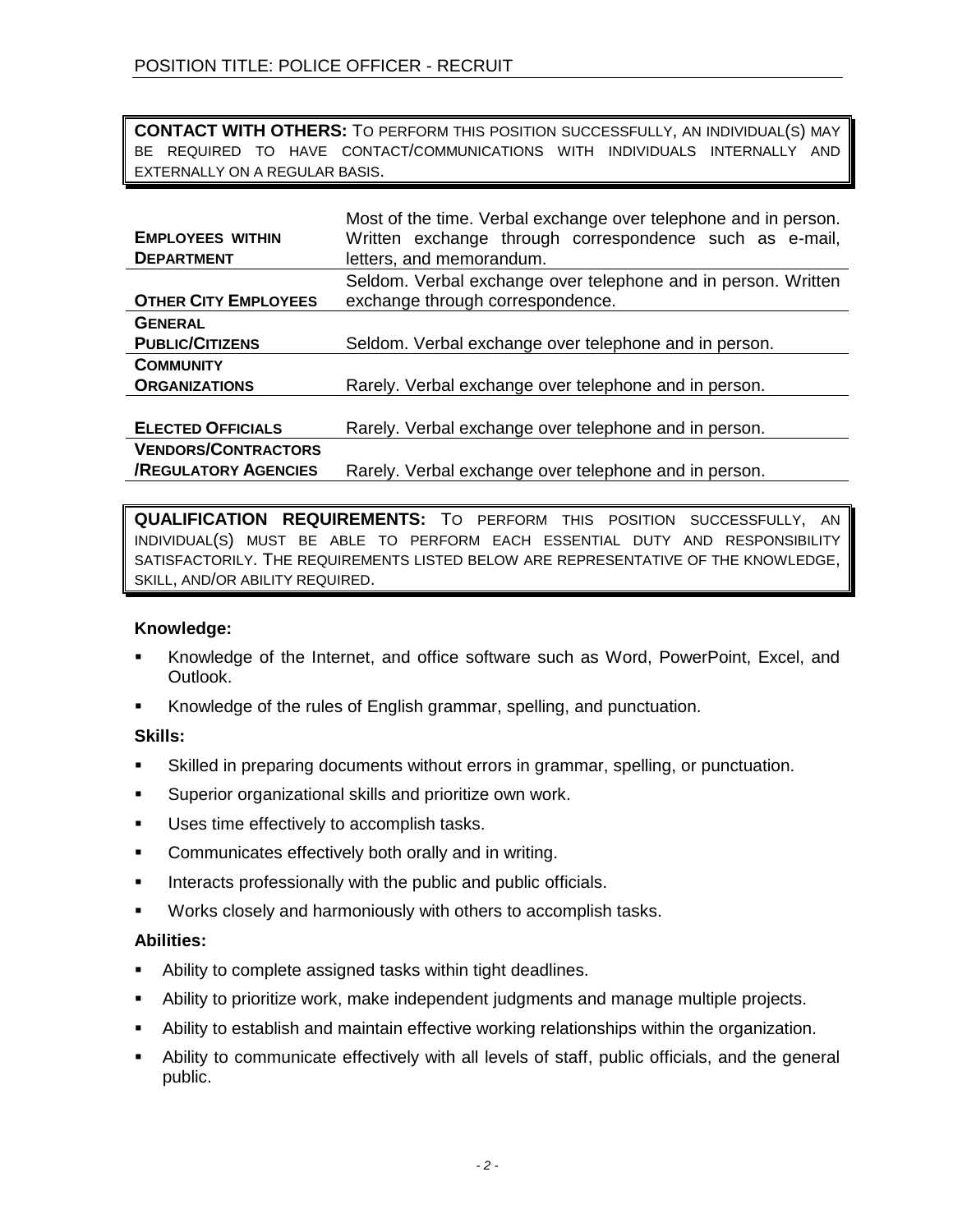**CONTACT WITH OTHERS:** TO PERFORM THIS POSITION SUCCESSFULLY, AN INDIVIDUAL(S) MAY BE REQUIRED TO HAVE CONTACT/COMMUNICATIONS WITH INDIVIDUALS INTERNALLY AND EXTERNALLY ON A REGULAR BASIS.

| | |
|---|---|
| **EMPLOYEES WITHIN DEPARTMENT** | Most of the time. Verbal exchange over telephone and in person. Written exchange through correspondence such as e-mail, letters, and memorandum. |
| **OTHER CITY EMPLOYEES** | Seldom. Verbal exchange over telephone and in person. Written exchange through correspondence. |
| **GENERAL PUBLIC/CITIZENS** | Seldom. Verbal exchange over telephone and in person. |
| **COMMUNITY ORGANIZATIONS** | Rarely. Verbal exchange over telephone and in person. |
| **ELECTED OFFICIALS** | Rarely. Verbal exchange over telephone and in person. |
| **VENDORS/CONTRACTORS /REGULATORY AGENCIES** | Rarely. Verbal exchange over telephone and in person. |

**QUALIFICATION REQUIREMENTS:** TO PERFORM THIS POSITION SUCCESSFULLY, AN INDIVIDUAL(S) MUST BE ABLE TO PERFORM EACH ESSENTIAL DUTY AND RESPONSIBILITY SATISFACTORILY. THE REQUIREMENTS LISTED BELOW ARE REPRESENTATIVE OF THE KNOWLEDGE, SKILL, AND/OR ABILITY REQUIRED.

**Knowledge:**

- Knowledge of the Internet, and office software such as Word, PowerPoint, Excel, and Outlook.
- Knowledge of the rules of English grammar, spelling, and punctuation.

**Skills:**

- Skilled in preparing documents without errors in grammar, spelling, or punctuation.
- Superior organizational skills and prioritize own work.
- Uses time effectively to accomplish tasks.
- Communicates effectively both orally and in writing.
- Interacts professionally with the public and public officials.
- Works closely and harmoniously with others to accomplish tasks.

**Abilities:**

- Ability to complete assigned tasks within tight deadlines.
- Ability to prioritize work, make independent judgments and manage multiple projects.
- Ability to establish and maintain effective working relationships within the organization.
- Ability to communicate effectively with all levels of staff, public officials, and the general public.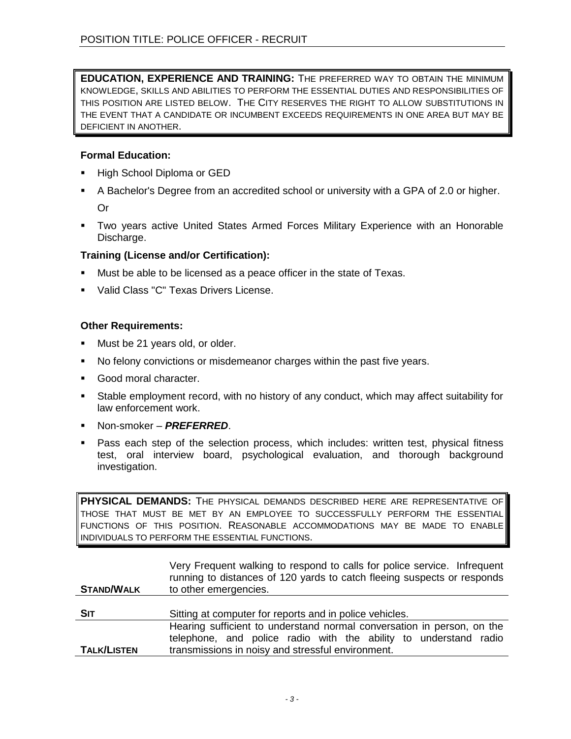**EDUCATION, EXPERIENCE AND TRAINING:** THE PREFERRED WAY TO OBTAIN THE MINIMUM KNOWLEDGE, SKILLS AND ABILITIES TO PERFORM THE ESSENTIAL DUTIES AND RESPONSIBILITIES OF THIS POSITION ARE LISTED BELOW. THE CITY RESERVES THE RIGHT TO ALLOW SUBSTITUTIONS IN THE EVENT THAT A CANDIDATE OR INCUMBENT EXCEEDS REQUIREMENTS IN ONE AREA BUT MAY BE DEFICIENT IN ANOTHER.

**Formal Education:**

- High School Diploma or GED
- A Bachelor's Degree from an accredited school or university with a GPA of 2.0 or higher.
  Or
- Two years active United States Armed Forces Military Experience with an Honorable Discharge.

**Training (License and/or Certification):**

- Must be able to be licensed as a peace officer in the state of Texas.
- Valid Class "C" Texas Drivers License.

**Other Requirements:**

- Must be 21 years old, or older.
- No felony convictions or misdemeanor charges within the past five years.
- Good moral character.
- Stable employment record, with no history of any conduct, which may affect suitability for law enforcement work.
- Non-smoker – ***PREFERRED***.
- Pass each step of the selection process, which includes: written test, physical fitness test, oral interview board, psychological evaluation, and thorough background investigation.

**PHYSICAL DEMANDS:** THE PHYSICAL DEMANDS DESCRIBED HERE ARE REPRESENTATIVE OF THOSE THAT MUST BE MET BY AN EMPLOYEE TO SUCCESSFULLY PERFORM THE ESSENTIAL FUNCTIONS OF THIS POSITION. REASONABLE ACCOMMODATIONS MAY BE MADE TO ENABLE INDIVIDUALS TO PERFORM THE ESSENTIAL FUNCTIONS.

| | |
|---|---|
| **STAND/WALK** | Very Frequent walking to respond to calls for police service. Infrequent running to distances of 120 yards to catch fleeing suspects or responds to other emergencies. |
| **SIT** | Sitting at computer for reports and in police vehicles. |
| **TALK/LISTEN** | Hearing sufficient to understand normal conversation in person, on the telephone, and police radio with the ability to understand radio transmissions in noisy and stressful environment. |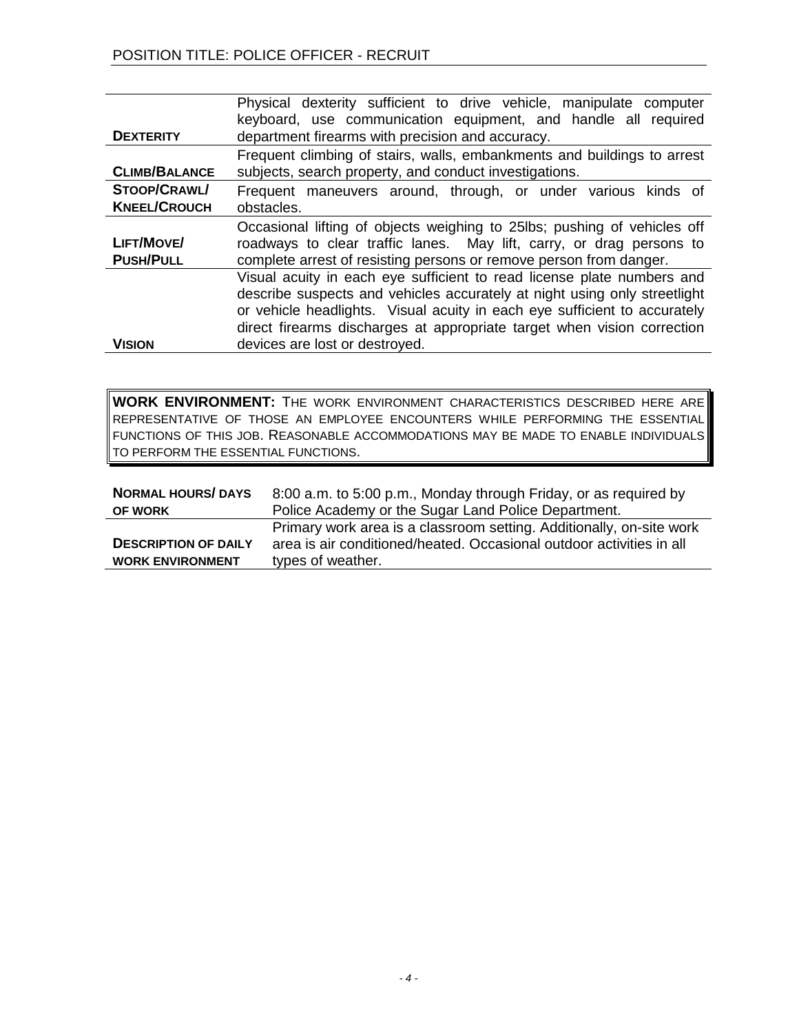| | |
|---|---|
| **DEXTERITY** | Physical dexterity sufficient to drive vehicle, manipulate computer keyboard, use communication equipment, and handle all required department firearms with precision and accuracy. |
| **CLIMB/BALANCE** | Frequent climbing of stairs, walls, embankments and buildings to arrest subjects, search property, and conduct investigations. |
| **STOOP/CRAWL/ KNEEL/CROUCH** | Frequent maneuvers around, through, or under various kinds of obstacles. |
| **LIFT/MOVE/ PUSH/PULL** | Occasional lifting of objects weighing to 25lbs; pushing of vehicles off roadways to clear traffic lanes. May lift, carry, or drag persons to complete arrest of resisting persons or remove person from danger. |
| **VISION** | Visual acuity in each eye sufficient to read license plate numbers and describe suspects and vehicles accurately at night using only streetlight or vehicle headlights. Visual acuity in each eye sufficient to accurately direct firearms discharges at appropriate target when vision correction devices are lost or destroyed. |

**WORK ENVIRONMENT:** THE WORK ENVIRONMENT CHARACTERISTICS DESCRIBED HERE ARE REPRESENTATIVE OF THOSE AN EMPLOYEE ENCOUNTERS WHILE PERFORMING THE ESSENTIAL FUNCTIONS OF THIS JOB. REASONABLE ACCOMMODATIONS MAY BE MADE TO ENABLE INDIVIDUALS TO PERFORM THE ESSENTIAL FUNCTIONS.

| | |
|---|---|
| **NORMAL HOURS/ DAYS OF WORK** | 8:00 a.m. to 5:00 p.m., Monday through Friday, or as required by Police Academy or the Sugar Land Police Department. |
| **DESCRIPTION OF DAILY WORK ENVIRONMENT** | Primary work area is a classroom setting. Additionally, on-site work area is air conditioned/heated. Occasional outdoor activities in all types of weather. |